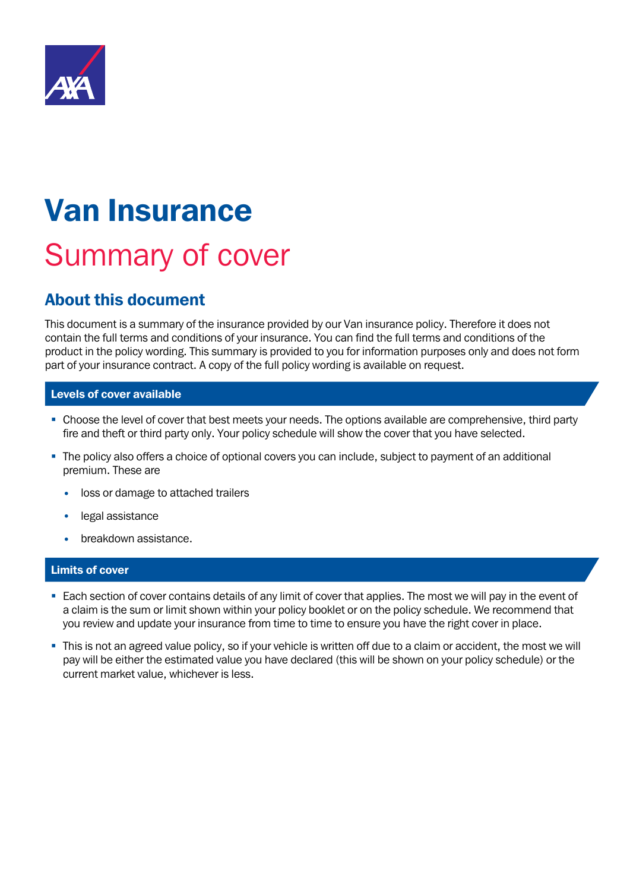# Van Insurance

## Summary of cover

### About this document

This document is a summary of the insurance provided by our Van insurance policy. Therefore it does not contain the full terms and conditions of your insurance. You can find the full terms and conditions of the product in the policy wording. This summary is provided to you for information purposes only and does not form part of your insurance contract. A copy of the full policy wording is available on request.

#### Levels of cover available

- Choose the level of cover that best meets your needs. The options available are comprehensive, third party fire and theft or third party only. Your policy schedule will show the cover that you have selected.
- The policy also offers a choice of optional covers you can include, subject to payment of an additional premium. These are
  - loss or damage to attached trailers
  - legal assistance
  - breakdown assistance.

#### Limits of cover

- Each section of cover contains details of any limit of cover that applies. The most we will pay in the event of a claim is the sum or limit shown within your policy booklet or on the policy schedule. We recommend that you review and update your insurance from time to time to ensure you have the right cover in place.
- This is not an agreed value policy, so if your vehicle is written off due to a claim or accident, the most we will pay will be either the estimated value you have declared (this will be shown on your policy schedule) or the current market value, whichever is less.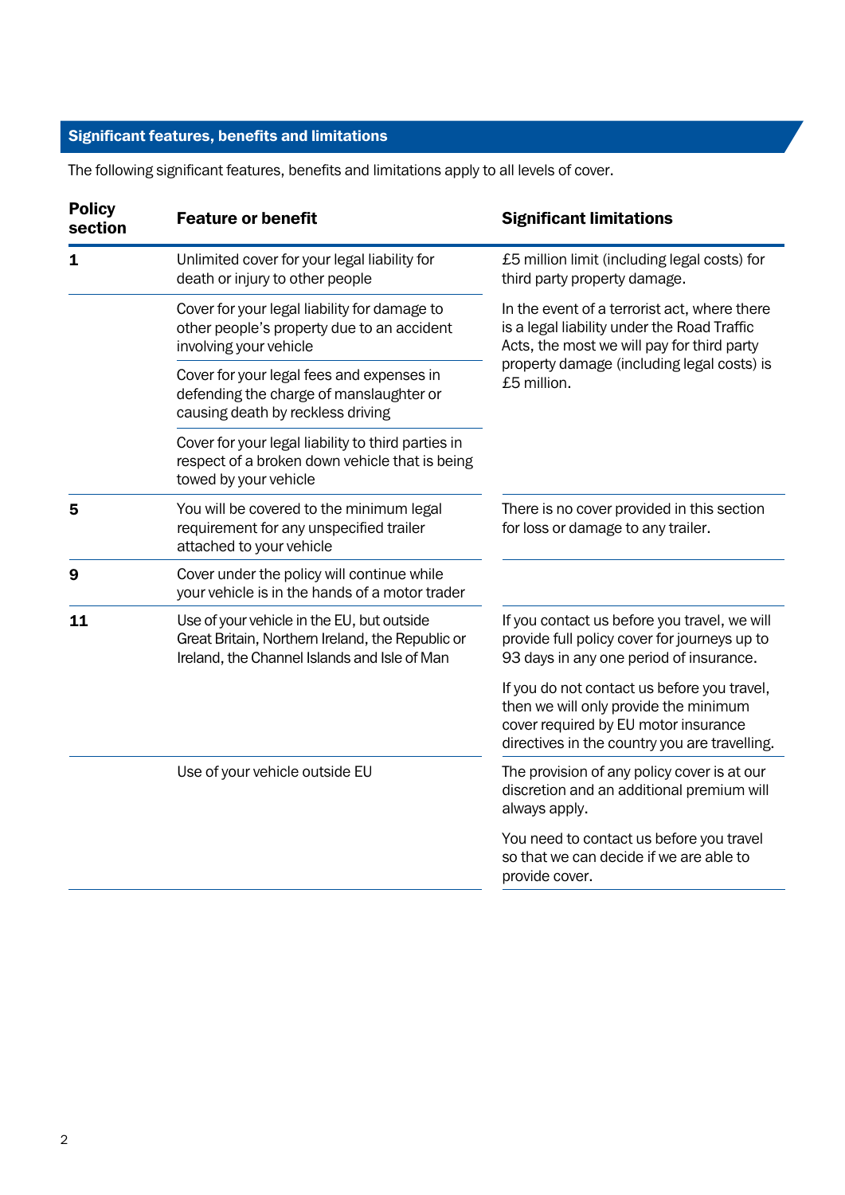## Significant features, benefits and limitations

The following significant features, benefits and limitations apply to all levels of cover.

| Policy section | Feature or benefit | Significant limitations |
| --- | --- | --- |
| 1 | Unlimited cover for your legal liability for death or injury to other people | £5 million limit (including legal costs) for third party property damage. |
| | Cover for your legal liability for damage to other people's property due to an accident involving your vehicle | In the event of a terrorist act, where there is a legal liability under the Road Traffic Acts, the most we will pay for third party property damage (including legal costs) is £5 million. |
| | Cover for your legal fees and expenses in defending the charge of manslaughter or causing death by reckless driving | |
| | Cover for your legal liability to third parties in respect of a broken down vehicle that is being towed by your vehicle | |
| 5 | You will be covered to the minimum legal requirement for any unspecified trailer attached to your vehicle | There is no cover provided in this section for loss or damage to any trailer. |
| 9 | Cover under the policy will continue while your vehicle is in the hands of a motor trader | |
| 11 | Use of your vehicle in the EU, but outside Great Britain, Northern Ireland, the Republic or Ireland, the Channel Islands and Isle of Man | If you contact us before you travel, we will provide full policy cover for journeys up to 93 days in any one period of insurance. If you do not contact us before you travel, then we will only provide the minimum cover required by EU motor insurance directives in the country you are travelling. |
| | Use of your vehicle outside EU | The provision of any policy cover is at our discretion and an additional premium will always apply. You need to contact us before you travel so that we can decide if we are able to provide cover. |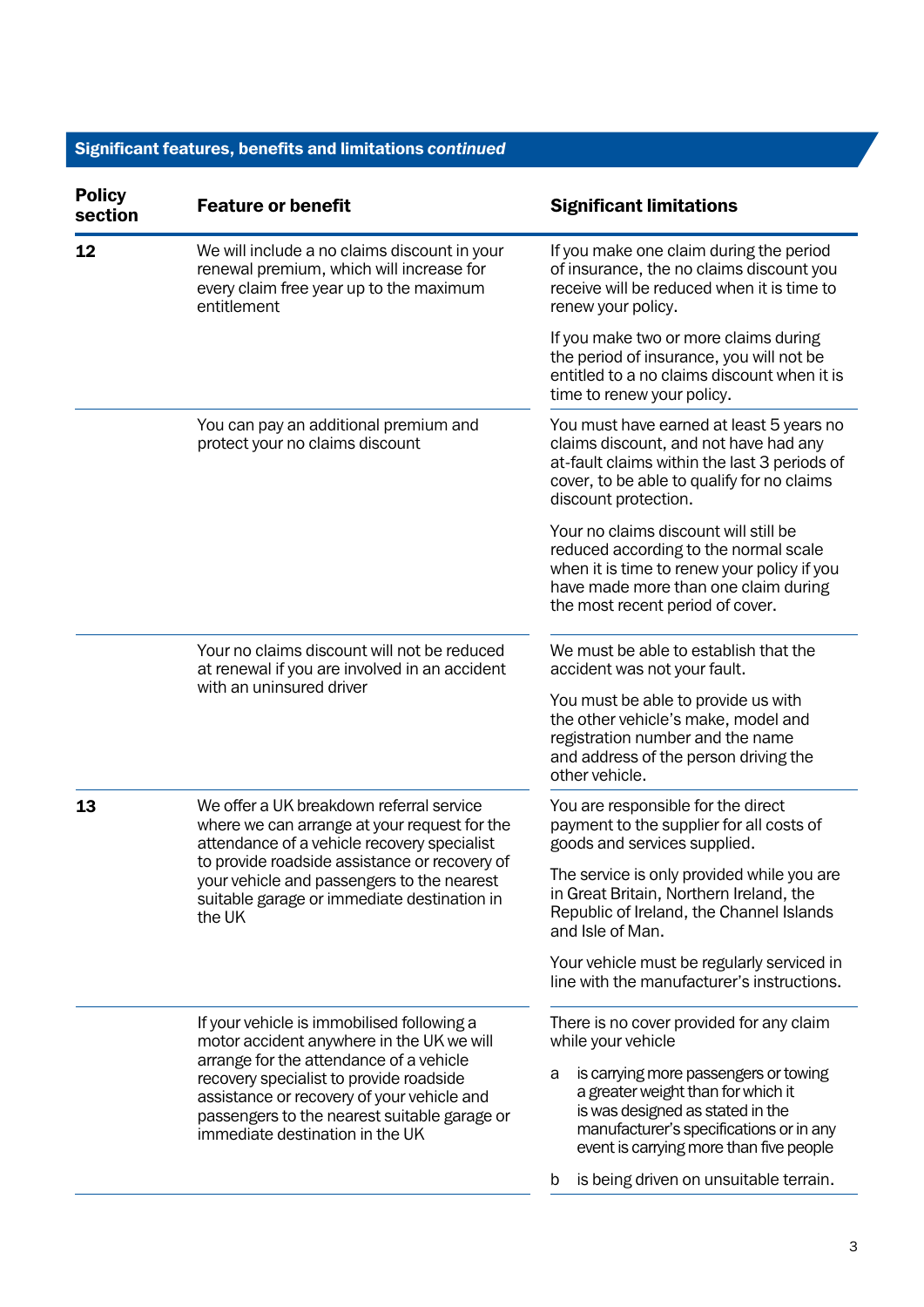## Significant features, benefits and limitations *continued*

| Policy section | Feature or benefit | Significant limitations |
|---|---|---|
| **12** | We will include a no claims discount in your renewal premium, which will increase for every claim free year up to the maximum entitlement | If you make one claim during the period of insurance, the no claims discount you receive will be reduced when it is time to renew your policy.<br><br>If you make two or more claims during the period of insurance, you will not be entitled to a no claims discount when it is time to renew your policy. |
| | You can pay an additional premium and protect your no claims discount | You must have earned at least 5 years no claims discount, and not have had any at-fault claims within the last 3 periods of cover, to be able to qualify for no claims discount protection.<br><br>Your no claims discount will still be reduced according to the normal scale when it is time to renew your policy if you have made more than one claim during the most recent period of cover. |
| | Your no claims discount will not be reduced at renewal if you are involved in an accident with an uninsured driver | We must be able to establish that the accident was not your fault.<br><br>You must be able to provide us with the other vehicle's make, model and registration number and the name and address of the person driving the other vehicle. |
| **13** | We offer a UK breakdown referral service where we can arrange at your request for the attendance of a vehicle recovery specialist to provide roadside assistance or recovery of your vehicle and passengers to the nearest suitable garage or immediate destination in the UK | You are responsible for the direct payment to the supplier for all costs of goods and services supplied.<br><br>The service is only provided while you are in Great Britain, Northern Ireland, the Republic of Ireland, the Channel Islands and Isle of Man.<br><br>Your vehicle must be regularly serviced in line with the manufacturer's instructions. |
| | If your vehicle is immobilised following a motor accident anywhere in the UK we will arrange for the attendance of a vehicle recovery specialist to provide roadside assistance or recovery of your vehicle and passengers to the nearest suitable garage or immediate destination in the UK | There is no cover provided for any claim while your vehicle<br><br>a is carrying more passengers or towing a greater weight than for which it is was designed as stated in the manufacturer's specifications or in any event is carrying more than five people<br><br>b is being driven on unsuitable terrain. |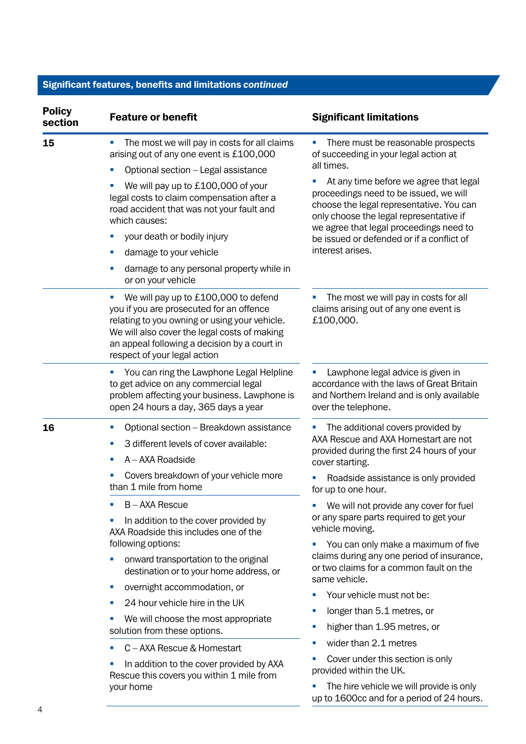## Significant features, benefits and limitations *continued*

| Policy section | Feature or benefit | Significant limitations |
|---|---|---|
| 15 | ▪ The most we will pay in costs for all claims arising out of any one event is £100,000<br>▪ Optional section – Legal assistance<br>▪ We will pay up to £100,000 of your legal costs to claim compensation after a road accident that was not your fault and which causes:<br>▪ your death or bodily injury<br>▪ damage to your vehicle<br>▪ damage to any personal property while in or on your vehicle | ▪ There must be reasonable prospects of succeeding in your legal action at all times.<br>▪ At any time before we agree that legal proceedings need to be issued, we will choose the legal representative. You can only choose the legal representative if we agree that legal proceedings need to be issued or defended or if a conflict of interest arises. |
| | ▪ We will pay up to £100,000 to defend you if you are prosecuted for an offence relating to you owning or using your vehicle. We will also cover the legal costs of making an appeal following a decision by a court in respect of your legal action | ▪ The most we will pay in costs for all claims arising out of any one event is £100,000. |
| | ▪ You can ring the Lawphone Legal Helpline to get advice on any commercial legal problem affecting your business. Lawphone is open 24 hours a day, 365 days a year | ▪ Lawphone legal advice is given in accordance with the laws of Great Britain and Northern Ireland and is only available over the telephone. |
| 16 | ▪ Optional section – Breakdown assistance<br>▪ 3 different levels of cover available:<br>▪ A – AXA Roadside<br>▪ Covers breakdown of your vehicle more than 1 mile from home<br>▪ B – AXA Rescue<br>▪ In addition to the cover provided by AXA Roadside this includes one of the following options:<br>▪ onward transportation to the original destination or to your home address, or<br>▪ overnight accommodation, or<br>▪ 24 hour vehicle hire in the UK<br>▪ We will choose the most appropriate solution from these options.<br>▪ C – AXA Rescue & Homestart<br>▪ In addition to the cover provided by AXA Rescue this covers you within 1 mile from your home | ▪ The additional covers provided by AXA Rescue and AXA Homestart are not provided during the first 24 hours of your cover starting.<br>▪ Roadside assistance is only provided for up to one hour.<br>▪ We will not provide any cover for fuel or any spare parts required to get your vehicle moving.<br>▪ You can only make a maximum of five claims during any one period of insurance, or two claims for a common fault on the same vehicle.<br>▪ Your vehicle must not be:<br>▪ longer than 5.1 metres, or<br>▪ higher than 1.95 metres, or<br>▪ wider than 2.1 metres<br>▪ Cover under this section is only provided within the UK.<br>▪ The hire vehicle we will provide is only up to 1600cc and for a period of 24 hours. |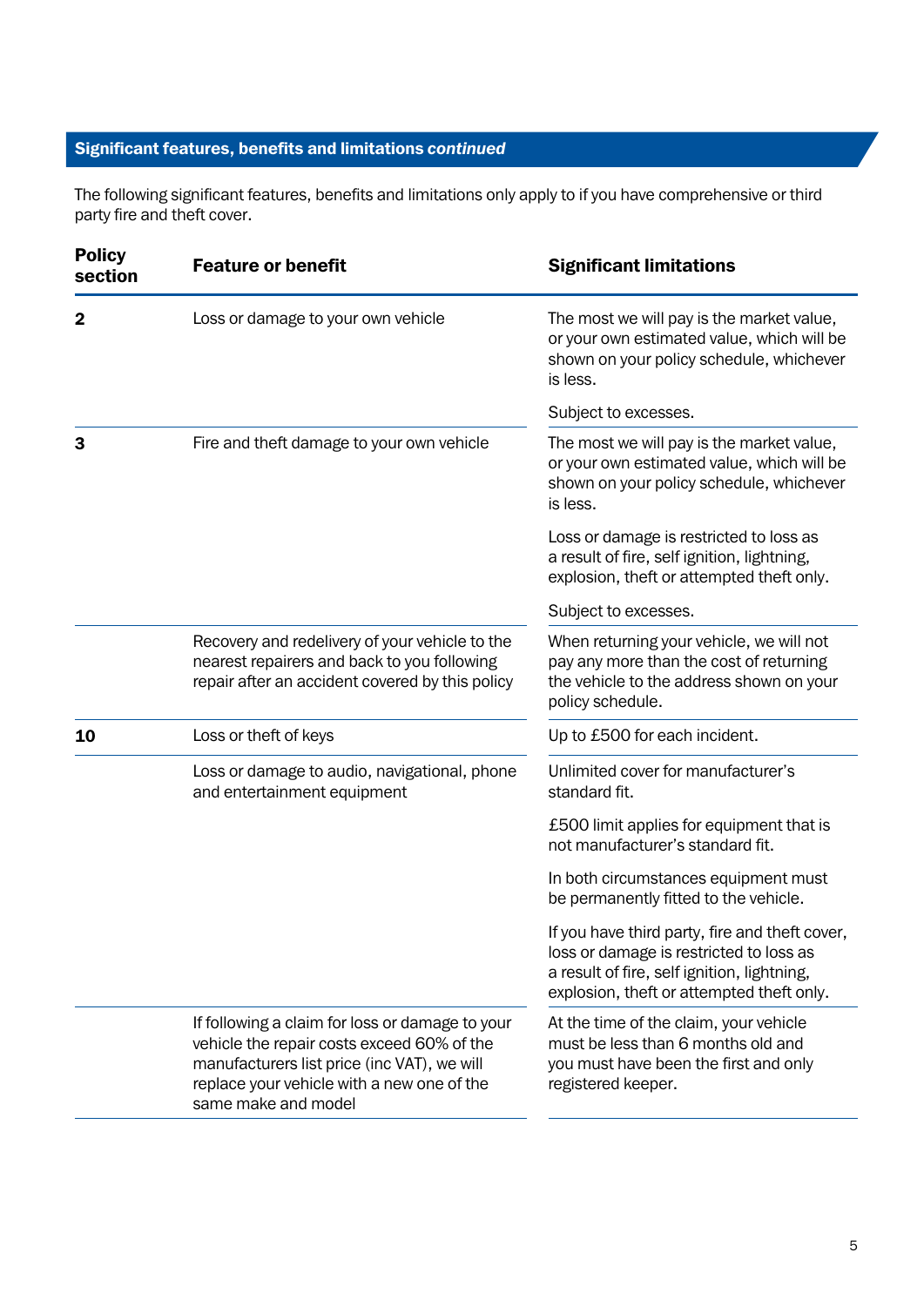## Significant features, benefits and limitations *continued*

The following significant features, benefits and limitations only apply to if you have comprehensive or third party fire and theft cover.

| Policy section | Feature or benefit | Significant limitations |
|---|---|---|
| **2** | Loss or damage to your own vehicle | The most we will pay is the market value, or your own estimated value, which will be shown on your policy schedule, whichever is less.<br><br>Subject to excesses. |
| **3** | Fire and theft damage to your own vehicle | The most we will pay is the market value, or your own estimated value, which will be shown on your policy schedule, whichever is less.<br><br>Loss or damage is restricted to loss as a result of fire, self ignition, lightning, explosion, theft or attempted theft only.<br><br>Subject to excesses. |
| | Recovery and redelivery of your vehicle to the nearest repairers and back to you following repair after an accident covered by this policy | When returning your vehicle, we will not pay any more than the cost of returning the vehicle to the address shown on your policy schedule. |
| **10** | Loss or theft of keys | Up to £500 for each incident. |
| | Loss or damage to audio, navigational, phone and entertainment equipment | Unlimited cover for manufacturer's standard fit.<br><br>£500 limit applies for equipment that is not manufacturer's standard fit.<br><br>In both circumstances equipment must be permanently fitted to the vehicle.<br><br>If you have third party, fire and theft cover, loss or damage is restricted to loss as a result of fire, self ignition, lightning, explosion, theft or attempted theft only. |
| | If following a claim for loss or damage to your vehicle the repair costs exceed 60% of the manufacturers list price (inc VAT), we will replace your vehicle with a new one of the same make and model | At the time of the claim, your vehicle must be less than 6 months old and you must have been the first and only registered keeper. |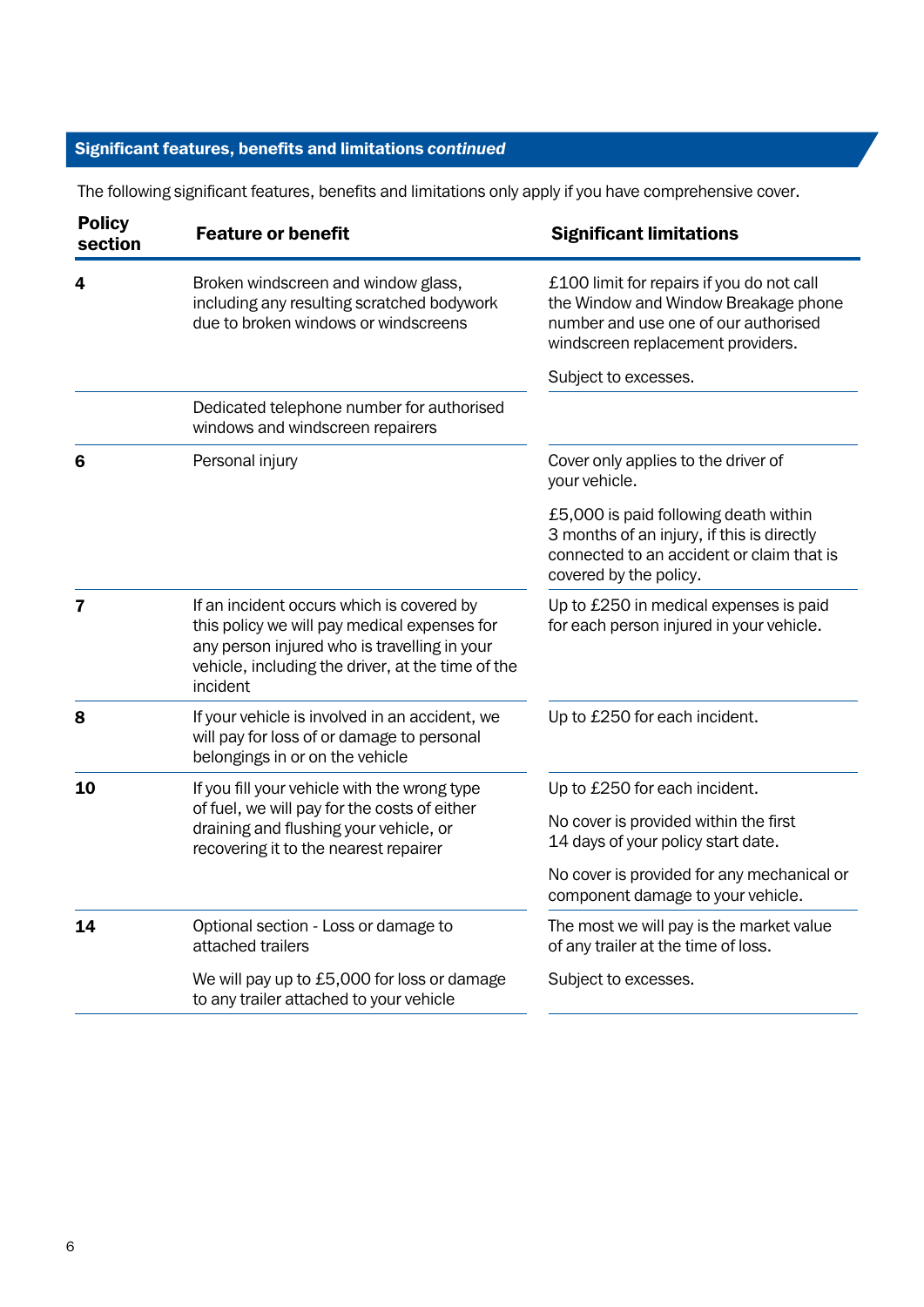## Significant features, benefits and limitations *continued*

The following significant features, benefits and limitations only apply if you have comprehensive cover.

| Policy section | Feature or benefit | Significant limitations |
|---|---|---|
| **4** | Broken windscreen and window glass, including any resulting scratched bodywork due to broken windows or windscreens | £100 limit for repairs if you do not call the Window and Window Breakage phone number and use one of our authorised windscreen replacement providers.<br><br>Subject to excesses. |
| | Dedicated telephone number for authorised windows and windscreen repairers | |
| **6** | Personal injury | Cover only applies to the driver of your vehicle.<br><br>£5,000 is paid following death within 3 months of an injury, if this is directly connected to an accident or claim that is covered by the policy. |
| **7** | If an incident occurs which is covered by this policy we will pay medical expenses for any person injured who is travelling in your vehicle, including the driver, at the time of the incident | Up to £250 in medical expenses is paid for each person injured in your vehicle. |
| **8** | If your vehicle is involved in an accident, we will pay for loss of or damage to personal belongings in or on the vehicle | Up to £250 for each incident. |
| **10** | If you fill your vehicle with the wrong type of fuel, we will pay for the costs of either draining and flushing your vehicle, or recovering it to the nearest repairer | Up to £250 for each incident.<br><br>No cover is provided within the first 14 days of your policy start date.<br><br>No cover is provided for any mechanical or component damage to your vehicle. |
| **14** | Optional section - Loss or damage to attached trailers<br><br>We will pay up to £5,000 for loss or damage to any trailer attached to your vehicle | The most we will pay is the market value of any trailer at the time of loss.<br><br>Subject to excesses. |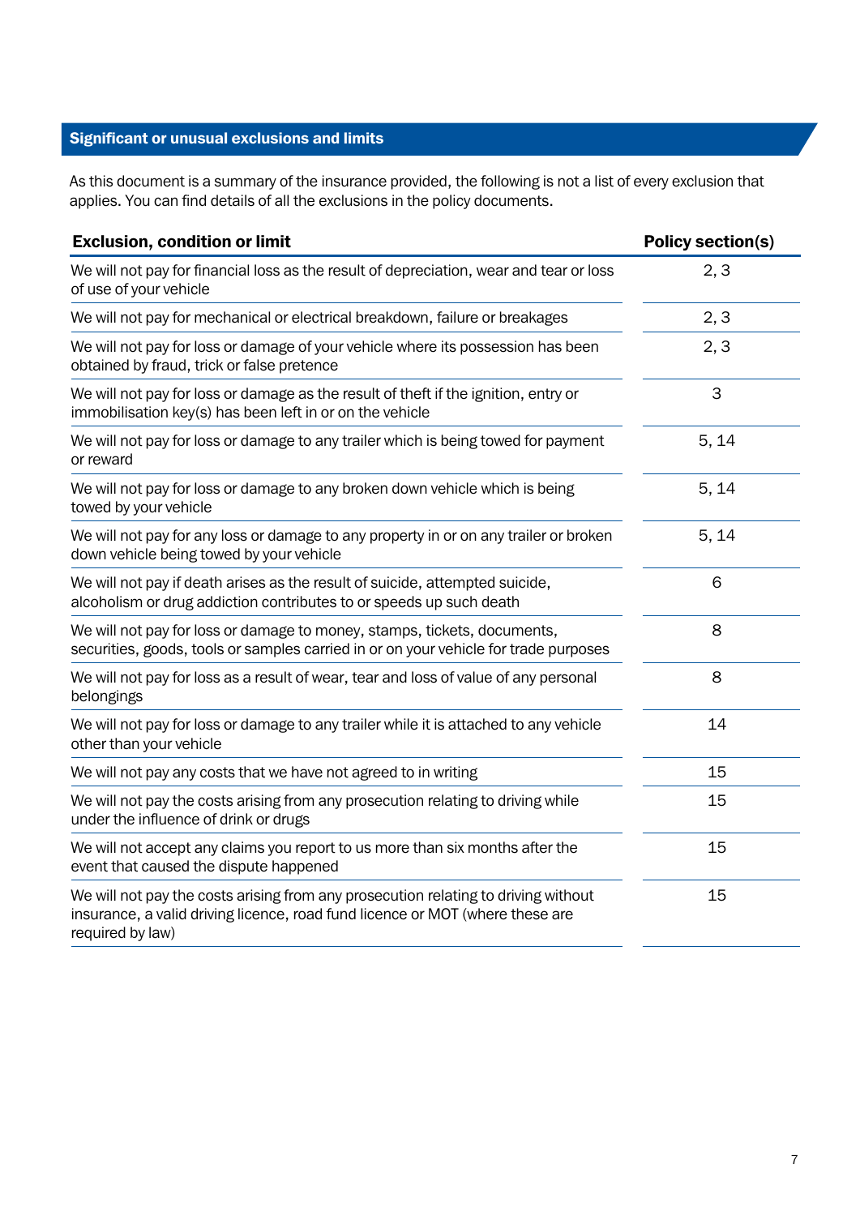## Significant or unusual exclusions and limits

As this document is a summary of the insurance provided, the following is not a list of every exclusion that applies. You can find details of all the exclusions in the policy documents.

| Exclusion, condition or limit | Policy section(s) |
|---|---|
| We will not pay for financial loss as the result of depreciation, wear and tear or loss of use of your vehicle | 2, 3 |
| We will not pay for mechanical or electrical breakdown, failure or breakages | 2, 3 |
| We will not pay for loss or damage of your vehicle where its possession has been obtained by fraud, trick or false pretence | 2, 3 |
| We will not pay for loss or damage as the result of theft if the ignition, entry or immobilisation key(s) has been left in or on the vehicle | 3 |
| We will not pay for loss or damage to any trailer which is being towed for payment or reward | 5, 14 |
| We will not pay for loss or damage to any broken down vehicle which is being towed by your vehicle | 5, 14 |
| We will not pay for any loss or damage to any property in or on any trailer or broken down vehicle being towed by your vehicle | 5, 14 |
| We will not pay if death arises as the result of suicide, attempted suicide, alcoholism or drug addiction contributes to or speeds up such death | 6 |
| We will not pay for loss or damage to money, stamps, tickets, documents, securities, goods, tools or samples carried in or on your vehicle for trade purposes | 8 |
| We will not pay for loss as a result of wear, tear and loss of value of any personal belongings | 8 |
| We will not pay for loss or damage to any trailer while it is attached to any vehicle other than your vehicle | 14 |
| We will not pay any costs that we have not agreed to in writing | 15 |
| We will not pay the costs arising from any prosecution relating to driving while under the influence of drink or drugs | 15 |
| We will not accept any claims you report to us more than six months after the event that caused the dispute happened | 15 |
| We will not pay the costs arising from any prosecution relating to driving without insurance, a valid driving licence, road fund licence or MOT (where these are required by law) | 15 |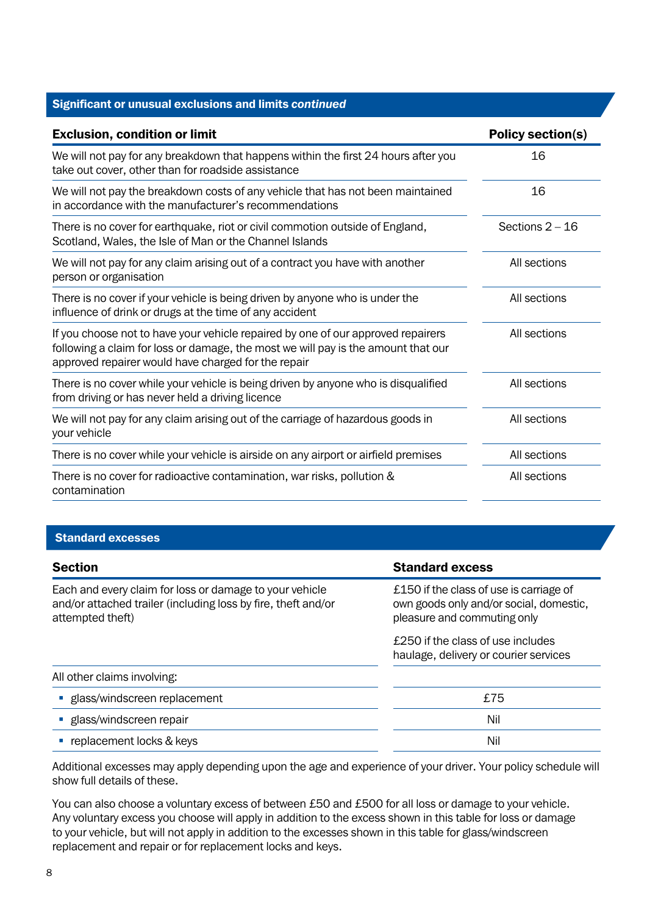## Significant or unusual exclusions and limits *continued*

| Exclusion, condition or limit | Policy section(s) |
| --- | --- |
| We will not pay for any breakdown that happens within the first 24 hours after you take out cover, other than for roadside assistance | 16 |
| We will not pay the breakdown costs of any vehicle that has not been maintained in accordance with the manufacturer's recommendations | 16 |
| There is no cover for earthquake, riot or civil commotion outside of England, Scotland, Wales, the Isle of Man or the Channel Islands | Sections 2 – 16 |
| We will not pay for any claim arising out of a contract you have with another person or organisation | All sections |
| There is no cover if your vehicle is being driven by anyone who is under the influence of drink or drugs at the time of any accident | All sections |
| If you choose not to have your vehicle repaired by one of our approved repairers following a claim for loss or damage, the most we will pay is the amount that our approved repairer would have charged for the repair | All sections |
| There is no cover while your vehicle is being driven by anyone who is disqualified from driving or has never held a driving licence | All sections |
| We will not pay for any claim arising out of the carriage of hazardous goods in your vehicle | All sections |
| There is no cover while your vehicle is airside on any airport or airfield premises | All sections |
| There is no cover for radioactive contamination, war risks, pollution & contamination | All sections |

## Standard excesses

| Section | Standard excess |
| --- | --- |
| Each and every claim for loss or damage to your vehicle and/or attached trailer (including loss by fire, theft and/or attempted theft) | £150 if the class of use is carriage of own goods only and/or social, domestic, pleasure and commuting only<br><br>£250 if the class of use includes haulage, delivery or courier services |
| All other claims involving: | |
| ▪ glass/windscreen replacement | £75 |
| ▪ glass/windscreen repair | Nil |
| ▪ replacement locks & keys | Nil |

Additional excesses may apply depending upon the age and experience of your driver. Your policy schedule will show full details of these.

You can also choose a voluntary excess of between £50 and £500 for all loss or damage to your vehicle. Any voluntary excess you choose will apply in addition to the excess shown in this table for loss or damage to your vehicle, but will not apply in addition to the excesses shown in this table for glass/windscreen replacement and repair or for replacement locks and keys.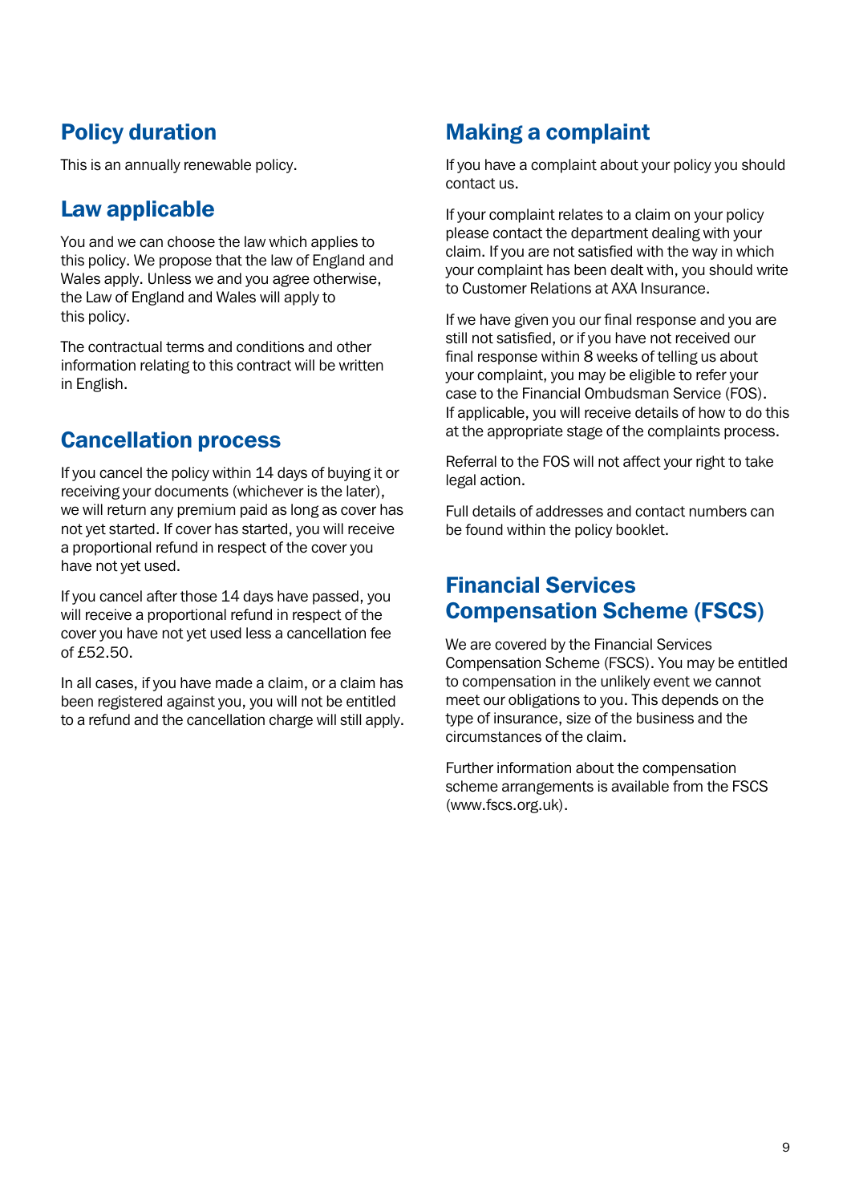## Policy duration

This is an annually renewable policy.

## Law applicable

You and we can choose the law which applies to this policy. We propose that the law of England and Wales apply. Unless we and you agree otherwise, the Law of England and Wales will apply to this policy.

The contractual terms and conditions and other information relating to this contract will be written in English.

## Cancellation process

If you cancel the policy within 14 days of buying it or receiving your documents (whichever is the later), we will return any premium paid as long as cover has not yet started. If cover has started, you will receive a proportional refund in respect of the cover you have not yet used.

If you cancel after those 14 days have passed, you will receive a proportional refund in respect of the cover you have not yet used less a cancellation fee of £52.50.

In all cases, if you have made a claim, or a claim has been registered against you, you will not be entitled to a refund and the cancellation charge will still apply.

## Making a complaint

If you have a complaint about your policy you should contact us.

If your complaint relates to a claim on your policy please contact the department dealing with your claim. If you are not satisfied with the way in which your complaint has been dealt with, you should write to Customer Relations at AXA Insurance.

If we have given you our final response and you are still not satisfied, or if you have not received our final response within 8 weeks of telling us about your complaint, you may be eligible to refer your case to the Financial Ombudsman Service (FOS). If applicable, you will receive details of how to do this at the appropriate stage of the complaints process.

Referral to the FOS will not affect your right to take legal action.

Full details of addresses and contact numbers can be found within the policy booklet.

## Financial Services Compensation Scheme (FSCS)

We are covered by the Financial Services Compensation Scheme (FSCS). You may be entitled to compensation in the unlikely event we cannot meet our obligations to you. This depends on the type of insurance, size of the business and the circumstances of the claim.

Further information about the compensation scheme arrangements is available from the FSCS (www.fscs.org.uk).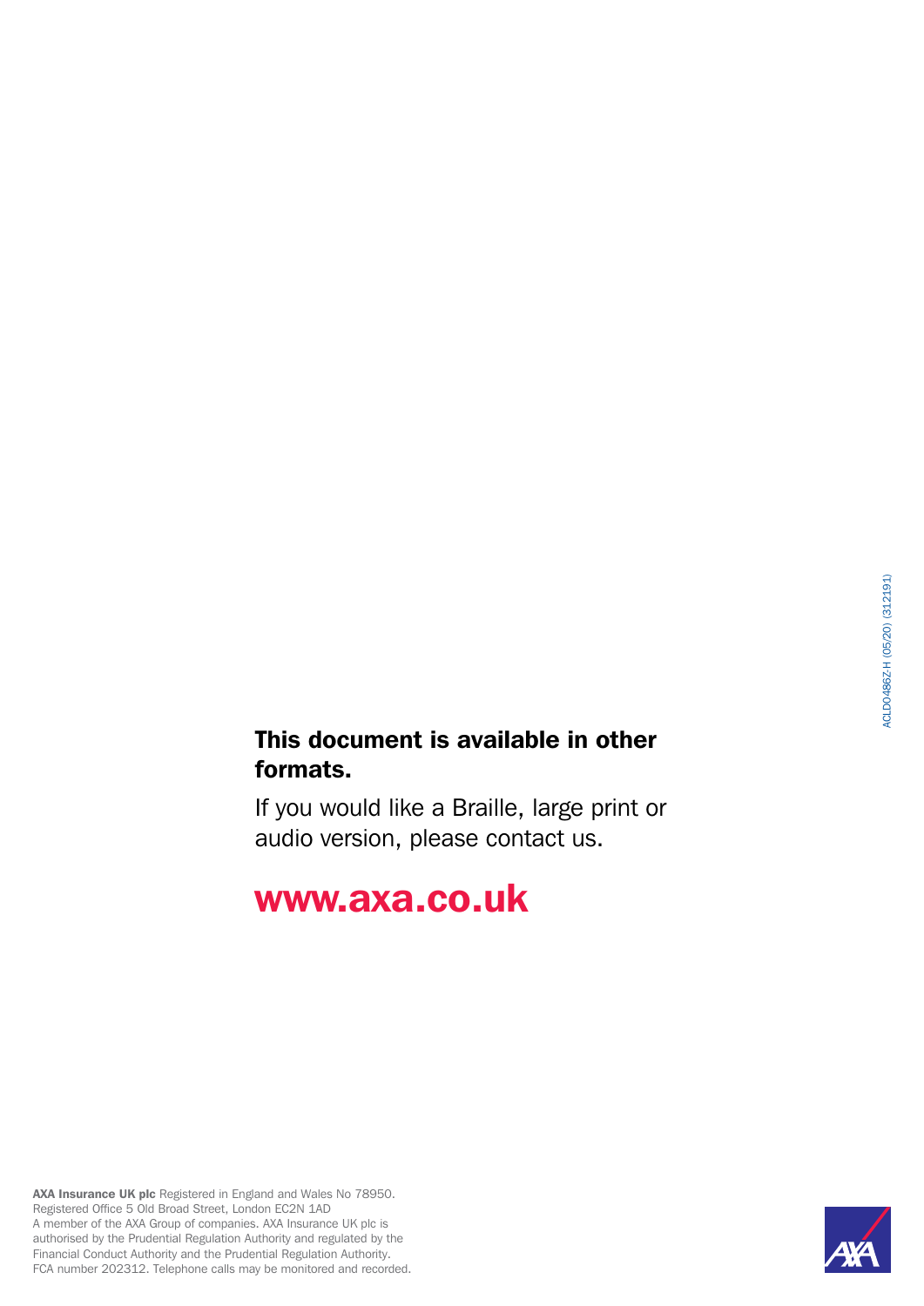**This document is available in other formats.**

If you would like a Braille, large print or audio version, please contact us.

**www.axa.co.uk**

ACLD0486Z-H (05/20) (312191)

**AXA Insurance UK plc** Registered in England and Wales No 78950. Registered Office 5 Old Broad Street, London EC2N 1AD
A member of the AXA Group of companies. AXA Insurance UK plc is authorised by the Prudential Regulation Authority and regulated by the Financial Conduct Authority and the Prudential Regulation Authority. FCA number 202312. Telephone calls may be monitored and recorded.